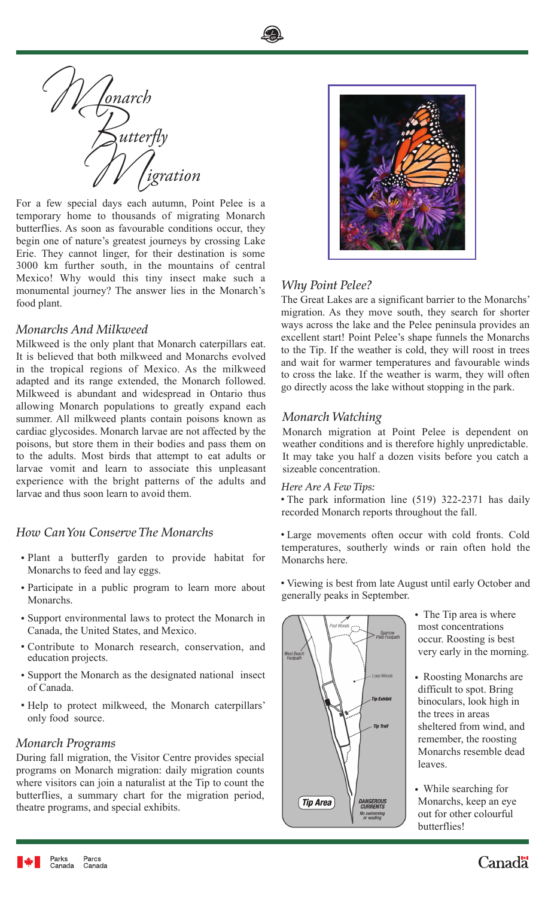# Monarch Butterfly Migration

For a few special days each autumn, Point Pelee is a temporary home to thousands of migrating Monarch butterflies. As soon as favourable conditions occur, they begin one of nature's greatest journeys by crossing Lake Erie. They cannot linger, for their destination is some 3000 km further south, in the mountains of central Mexico! Why would this tiny insect make such a monumental journey? The answer lies in the Monarch's food plant.

## Monarchs And Milkweed

Milkweed is the only plant that Monarch caterpillars eat. It is believed that both milkweed and Monarchs evolved in the tropical regions of Mexico. As the milkweed adapted and its range extended, the Monarch followed. Milkweed is abundant and widespread in Ontario thus allowing Monarch populations to greatly expand each summer. All milkweed plants contain poisons known as cardiac glycosides. Monarch larvae are not affected by the poisons, but store them in their bodies and pass them on to the adults. Most birds that attempt to eat adults or larvae vomit and learn to associate this unpleasant experience with the bright patterns of the adults and larvae and thus soon learn to avoid them.

## How Can You Conserve The Monarchs

- Plant a butterfly garden to provide habitat for Monarchs to feed and lay eggs.
- Participate in a public program to learn more about Monarchs.
- Support environmental laws to protect the Monarch in Canada, the United States, and Mexico.
- Contribute to Monarch research, conservation, and education projects.
- Support the Monarch as the designated national insect of Canada.
- Help to protect milkweed, the Monarch caterpillars' only food source.

## Monarch Programs

During fall migration, the Visitor Centre provides special programs on Monarch migration: daily migration counts where visitors can join a naturalist at the Tip to count the butterflies, a summary chart for the migration period, theatre programs, and special exhibits.

## Why Point Pelee?

The Great Lakes are a significant barrier to the Monarchs' migration. As they move south, they search for shorter ways across the lake and the Pelee peninsula provides an excellent start! Point Pelee's shape funnels the Monarchs to the Tip. If the weather is cold, they will roost in trees and wait for warmer temperatures and favourable winds to cross the lake. If the weather is warm, they will often go directly acoss the lake without stopping in the park.

## Monarch Watching

Monarch migration at Point Pelee is dependent on weather conditions and is therefore highly unpredictable. It may take you half a dozen visits before you catch a sizeable concentration.

*Here Are A Few Tips:*

- The park information line (519) 322-2371 has daily recorded Monarch reports throughout the fall.
- Large movements often occur with cold fronts. Cold temperatures, southerly winds or rain often hold the Monarchs here.
- Viewing is best from late August until early October and generally peaks in September.

Post Woods · Sparrow Field Footpath · West Beach Footpath · Loop Woods · Tip Exhibit · Tip Trail · **Tip Area** · DANGEROUS CURRENTS No swimming or wading

- The Tip area is where most concentrations occur. Roosting is best very early in the morning.
- Roosting Monarchs are difficult to spot. Bring binoculars, look high in the trees in areas sheltered from wind, and remember, the roosting Monarchs resemble dead leaves.
- While searching for Monarchs, keep an eye out for other colourful butterflies!

Parks Canada · Parcs Canada · Canada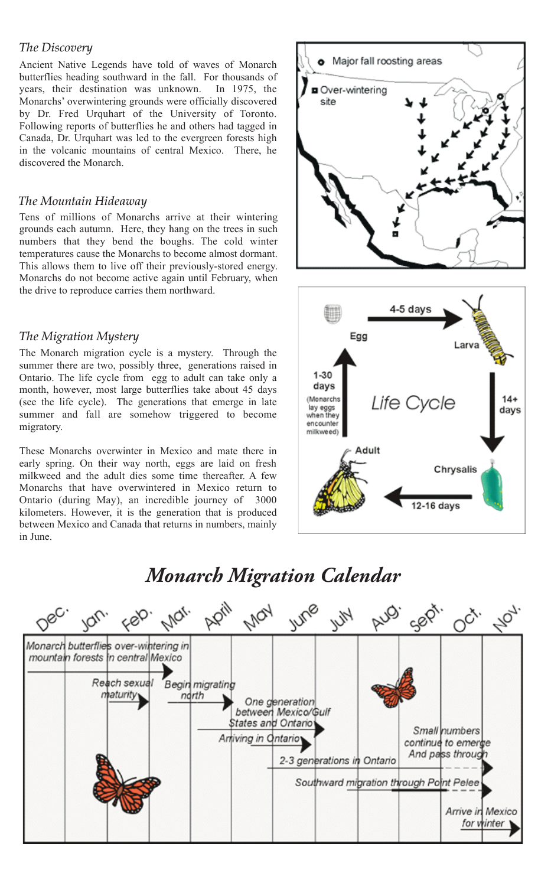### *The Discovery*

Ancient Native Legends have told of waves of Monarch butterflies heading southward in the fall. For thousands of years, their destination was unknown. In 1975, the Monarchs' overwintering grounds were officially discovered by Dr. Fred Urquhart of the University of Toronto. Following reports of butterflies he and others had tagged in Canada, Dr. Urquhart was led to the evergreen forests high in the volcanic mountains of central Mexico. There, he discovered the Monarch.

### *The Mountain Hideaway*

Tens of millions of Monarchs arrive at their wintering grounds each autumn. Here, they hang on the trees in such numbers that they bend the boughs. The cold winter temperatures cause the Monarchs to become almost dormant. This allows them to live off their previously-stored energy. Monarchs do not become active again until February, when the drive to reproduce carries them northward.

### *The Migration Mystery*

The Monarch migration cycle is a mystery. Through the summer there are two, possibly three, generations raised in Ontario. The life cycle from egg to adult can take only a month, however, most large butterflies take about 45 days (see the life cycle). The generations that emerge in late summer and fall are somehow triggered to become migratory.

These Monarchs overwinter in Mexico and mate there in early spring. On their way north, eggs are laid on fresh milkweed and the adult dies some time thereafter. A few Monarchs that have overwintered in Mexico return to Ontario (during May), an incredible journey of 3000 kilometers. However, it is the generation that is produced between Mexico and Canada that returns in numbers, mainly in June.

Major fall roosting areas

Over-wintering site

Egg

4-5 days

Larva

14+ days

Chrysalis

12-16 days

Adult

1-30 days

(Monarchs lay eggs when they encounter milkweed)

Life Cycle

## *Monarch Migration Calendar*

Dec. Jan. Feb. Mar. April May June July Aug. Sept. Oct. Nov.

Monarch butterflies over-wintering in mountain forests in central Mexico

Reach sexual maturity

Begin migrating north

One generation between Mexico/Gulf States and Ontario

Arriving in Ontario

2-3 generations in Ontario

Small numbers continue to emerge And pass through

Southward migration through Point Pelee

Arrive in Mexico for winter